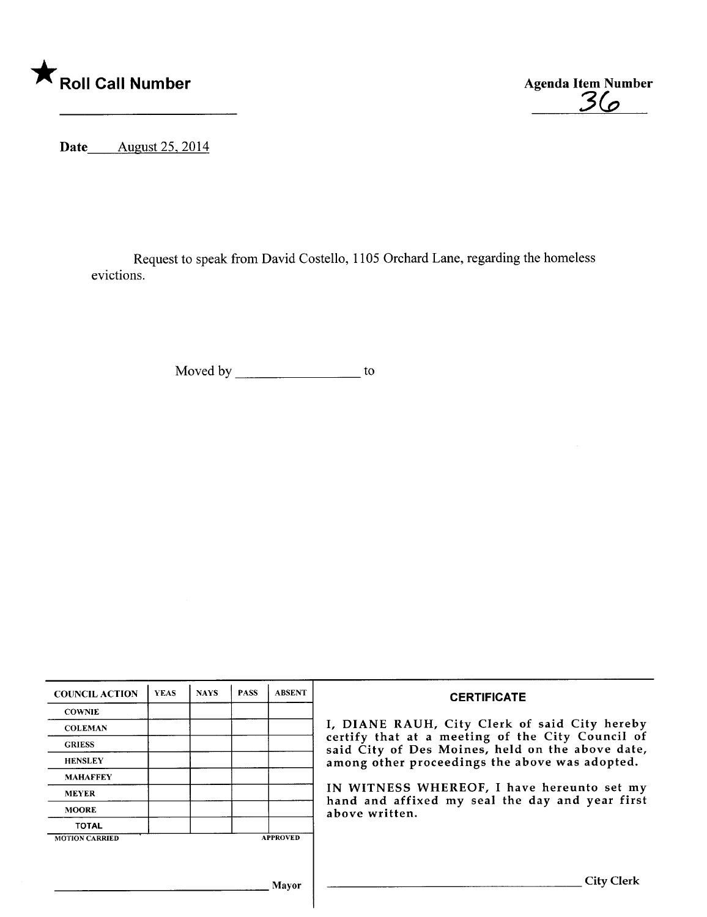★ **Roll Call Number** ______________________

**Agenda Item Number** 36

**Date** August 25, 2014

Request to speak from David Costello, 1105 Orchard Lane, regarding the homeless evictions.

Moved by ______________ to

| COUNCIL ACTION | YEAS | NAYS | PASS | ABSENT |
|---|---|---|---|---|
| COWNIE | | | | |
| COLEMAN | | | | |
| GRIESS | | | | |
| HENSLEY | | | | |
| MAHAFFEY | | | | |
| MEYER | | | | |
| MOORE | | | | |
| TOTAL | | | | |

MOTION CARRIED APPROVED

______________________________ Mayor

**CERTIFICATE**

I, DIANE RAUH, City Clerk of said City hereby certify that at a meeting of the City Council of said City of Des Moines, held on the above date, among other proceedings the above was adopted.

IN WITNESS WHEREOF, I have hereunto set my hand and affixed my seal the day and year first above written.

______________________________ City Clerk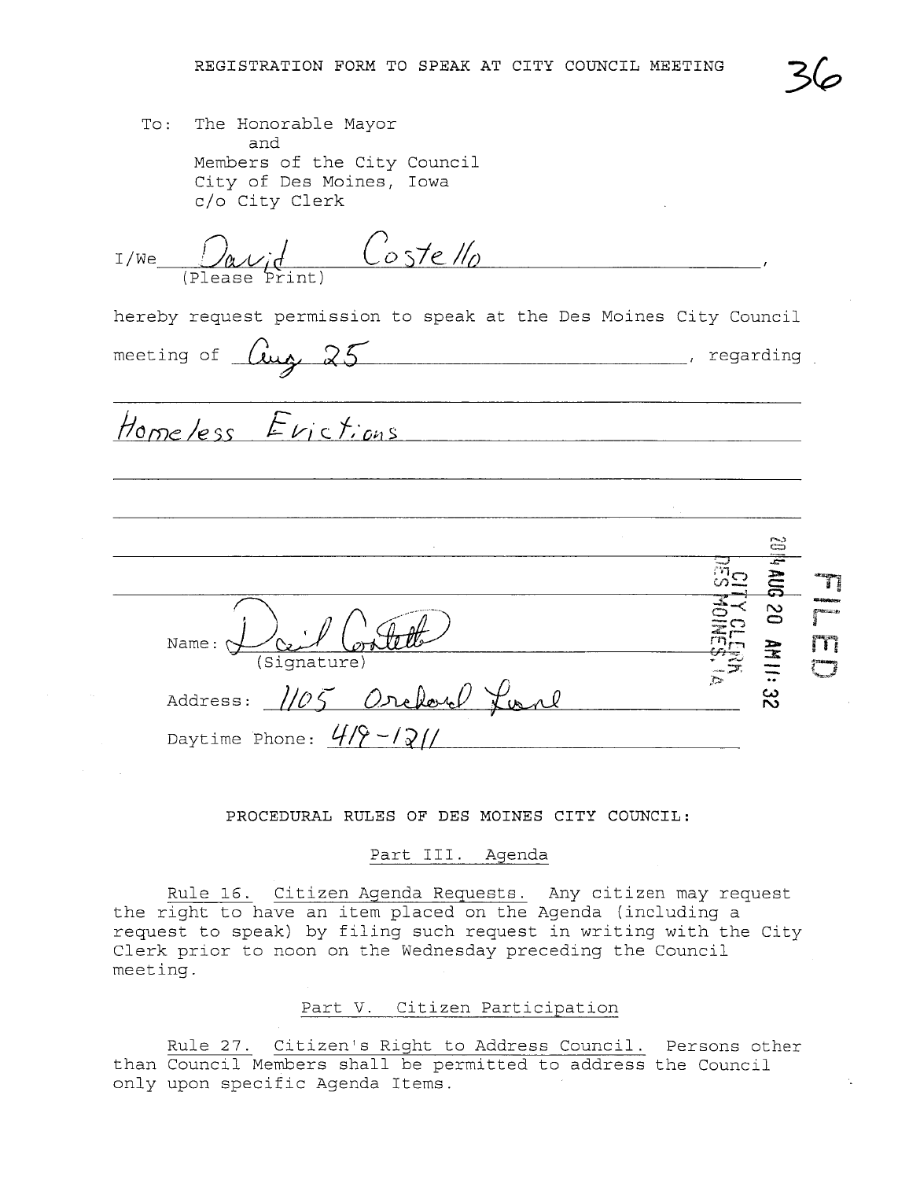# REGISTRATION FORM TO SPEAK AT CITY COUNCIL MEETING

36

To: The Honorable Mayor
and
Members of the City Council
City of Des Moines, Iowa
c/o City Clerk

I/We David Costello,
(Please Print)

hereby request permission to speak at the Des Moines City Council meeting of Aug 25, regarding

Homeless Evictions

FILED
2014 AUG 20 AM 11:32
CITY CLERK
DES MOINES, IA

Name: David Costello
(Signature)

Address: 1105 Orchard Lane

Daytime Phone: 419-1211

PROCEDURAL RULES OF DES MOINES CITY COUNCIL:

Part III. Agenda

Rule 16. Citizen Agenda Requests. Any citizen may request the right to have an item placed on the Agenda (including a request to speak) by filing such request in writing with the City Clerk prior to noon on the Wednesday preceding the Council meeting.

Part V. Citizen Participation

Rule 27. Citizen's Right to Address Council. Persons other than Council Members shall be permitted to address the Council only upon specific Agenda Items.